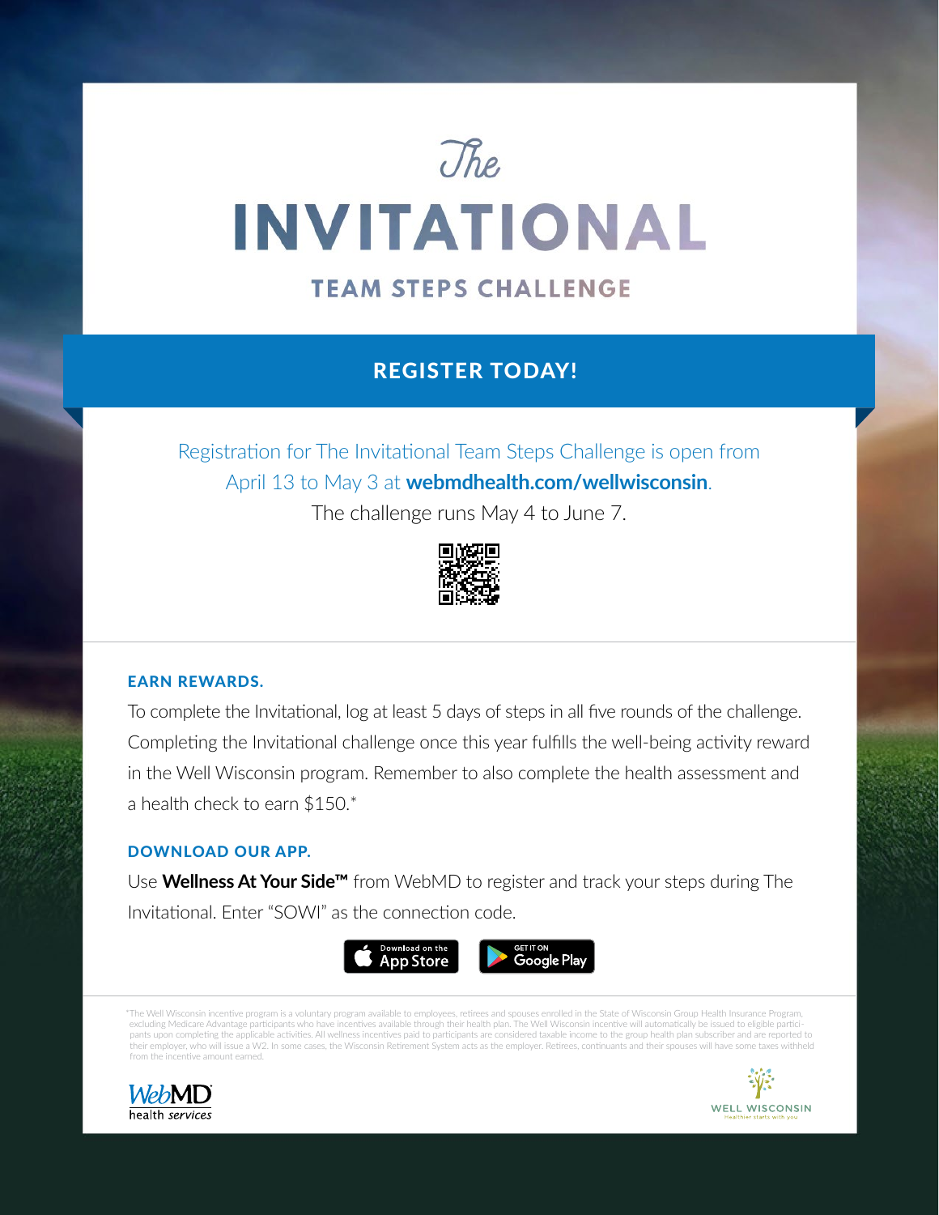# *The* INVITATIONAL

## TEAM STEPS CHALLENGE

## REGISTER TODAY!

Registration for The Invitational Team Steps Challenge is open from April 13 to May 3 at **webmdhealth.com/wellwisconsin**.

The challenge runs May 4 to June 7.

### EARN REWARDS.

To complete the Invitational, log at least 5 days of steps in all five rounds of the challenge. Completing the Invitational challenge once this year fulfills the well-being activity reward in the Well Wisconsin program. Remember to also complete the health assessment and a health check to earn $150.*

### DOWNLOAD OUR APP.

Use **Wellness At Your Side™** from WebMD to register and track your steps during The Invitational. Enter "SOWI" as the connection code.

Download on the App Store | GET IT ON Google Play

*The Well Wisconsin incentive program is a voluntary program available to employees, retirees and spouses enrolled in the State of Wisconsin Group Health Insurance Program, excluding Medicare Advantage participants who have incentives available through their health plan. The Well Wisconsin incentive will automatically be issued to eligible participants upon completing the applicable activities. All wellness incentives paid to participants are considered taxable income to the group health plan subscriber and are reported to their employer, who will issue a W2. In some cases, the Wisconsin Retirement System acts as the employer. Retirees, continuants and their spouses will have some taxes withheld from the incentive amount earned.

WebMD health services

WELL WISCONSIN
Healthier starts with you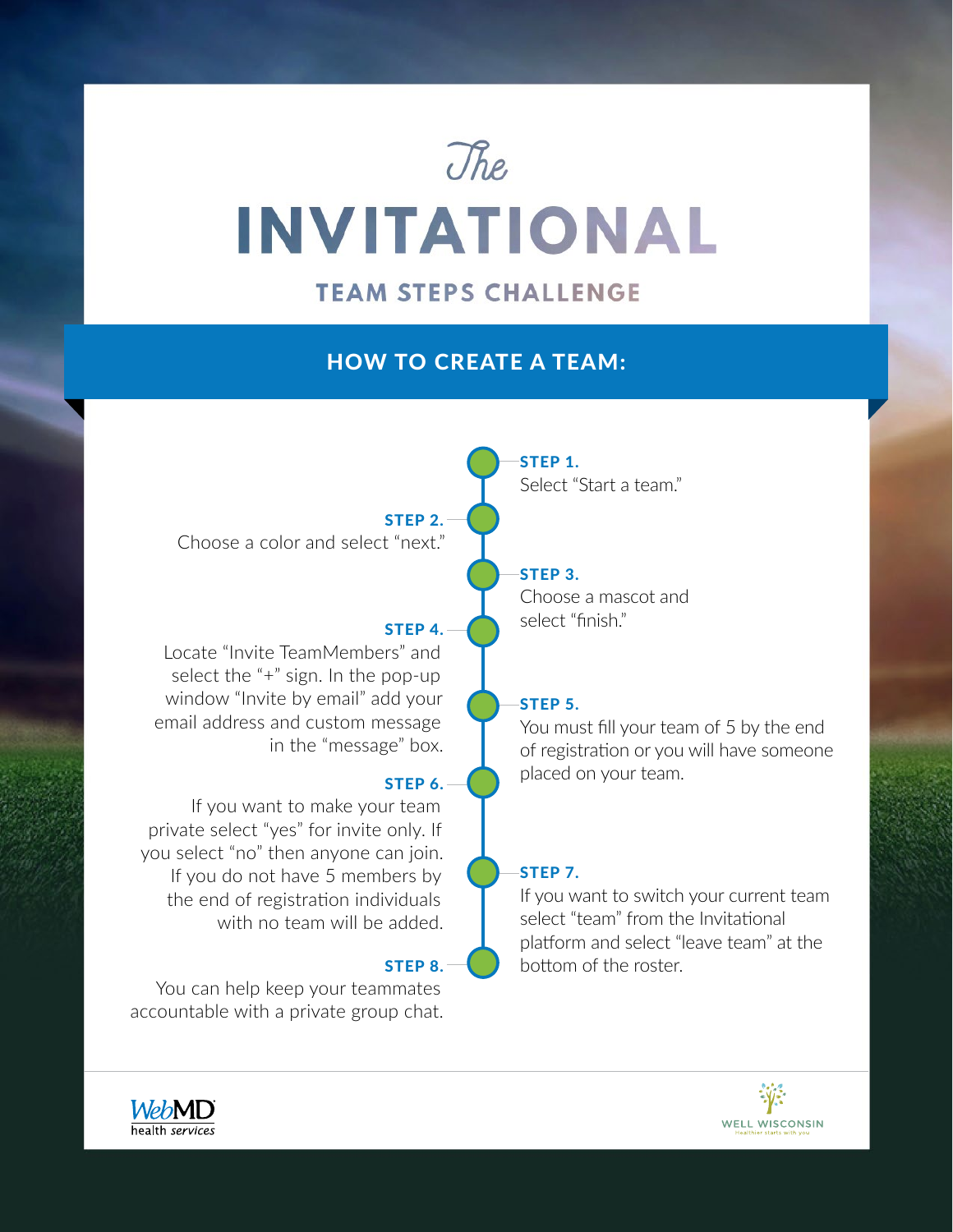# The INVITATIONAL

## TEAM STEPS CHALLENGE

### HOW TO CREATE A TEAM:

**STEP 1.**
Select "Start a team."

**STEP 2.**
Choose a color and select "next."

**STEP 3.**
Choose a mascot and select "finish."

**STEP 4.**
Locate "Invite TeamMembers" and select the "+" sign. In the pop-up window "Invite by email" add your email address and custom message in the "message" box.

**STEP 5.**
You must fill your team of 5 by the end of registration or you will have someone placed on your team.

**STEP 6.**
If you want to make your team private select "yes" for invite only. If you select "no" then anyone can join. If you do not have 5 members by the end of registration individuals with no team will be added.

**STEP 7.**
If you want to switch your current team select "team" from the Invitational platform and select "leave team" at the bottom of the roster.

**STEP 8.**
You can help keep your teammates accountable with a private group chat.

WebMD health services

WELL WISCONSIN
Healthier starts with you